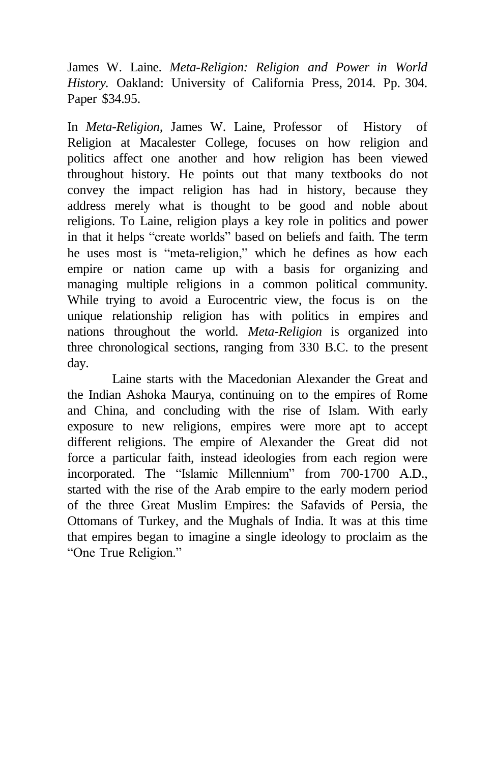James W. Laine. *Meta-Religion: Religion and Power in World History.* Oakland: University of California Press, 2014. Pp. 304. Paper $34.95.

In *Meta-Religion,* James W. Laine, Professor of History of Religion at Macalester College, focuses on how religion and politics affect one another and how religion has been viewed throughout history. He points out that many textbooks do not convey the impact religion has had in history, because they address merely what is thought to be good and noble about religions. To Laine, religion plays a key role in politics and power in that it helps "create worlds" based on beliefs and faith. The term he uses most is "meta-religion," which he defines as how each empire or nation came up with a basis for organizing and managing multiple religions in a common political community. While trying to avoid a Eurocentric view, the focus is on the unique relationship religion has with politics in empires and nations throughout the world. *Meta-Religion* is organized into three chronological sections, ranging from 330 B.C. to the present day.

Laine starts with the Macedonian Alexander the Great and the Indian Ashoka Maurya, continuing on to the empires of Rome and China, and concluding with the rise of Islam. With early exposure to new religions, empires were more apt to accept different religions. The empire of Alexander the Great did not force a particular faith, instead ideologies from each region were incorporated. The "Islamic Millennium" from 700-1700 A.D., started with the rise of the Arab empire to the early modern period of the three Great Muslim Empires: the Safavids of Persia, the Ottomans of Turkey, and the Mughals of India. It was at this time that empires began to imagine a single ideology to proclaim as the "One True Religion."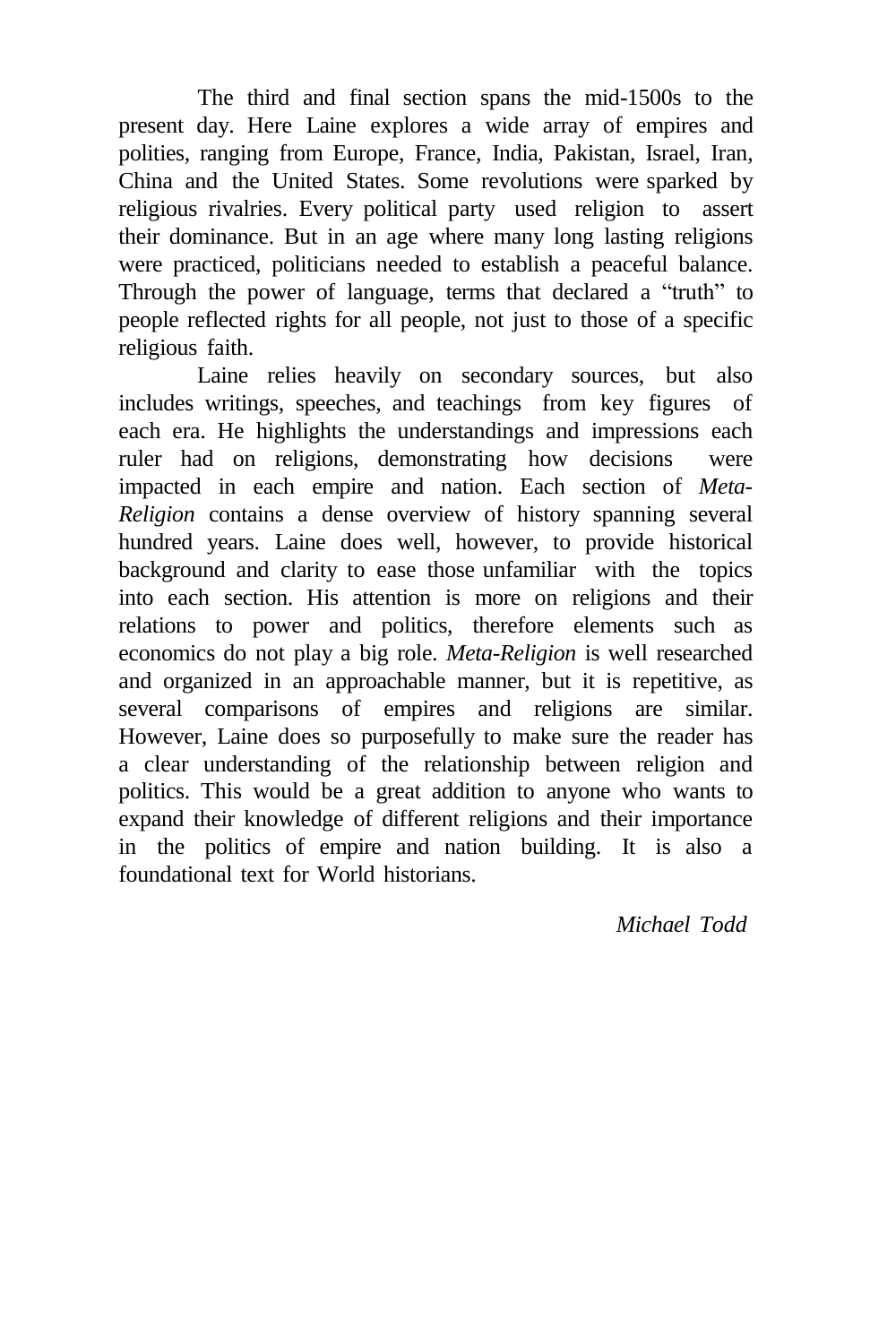The third and final section spans the mid-1500s to the present day. Here Laine explores a wide array of empires and polities, ranging from Europe, France, India, Pakistan, Israel, Iran, China and the United States. Some revolutions were sparked by religious rivalries. Every political party used religion to assert their dominance. But in an age where many long lasting religions were practiced, politicians needed to establish a peaceful balance. Through the power of language, terms that declared a "truth" to people reflected rights for all people, not just to those of a specific religious faith.

Laine relies heavily on secondary sources, but also includes writings, speeches, and teachings from key figures of each era. He highlights the understandings and impressions each ruler had on religions, demonstrating how decisions were impacted in each empire and nation. Each section of *Meta-Religion* contains a dense overview of history spanning several hundred years. Laine does well, however, to provide historical background and clarity to ease those unfamiliar with the topics into each section. His attention is more on religions and their relations to power and politics, therefore elements such as economics do not play a big role. *Meta-Religion* is well researched and organized in an approachable manner, but it is repetitive, as several comparisons of empires and religions are similar. However, Laine does so purposefully to make sure the reader has a clear understanding of the relationship between religion and politics. This would be a great addition to anyone who wants to expand their knowledge of different religions and their importance in the politics of empire and nation building. It is also a foundational text for World historians.

*Michael Todd*